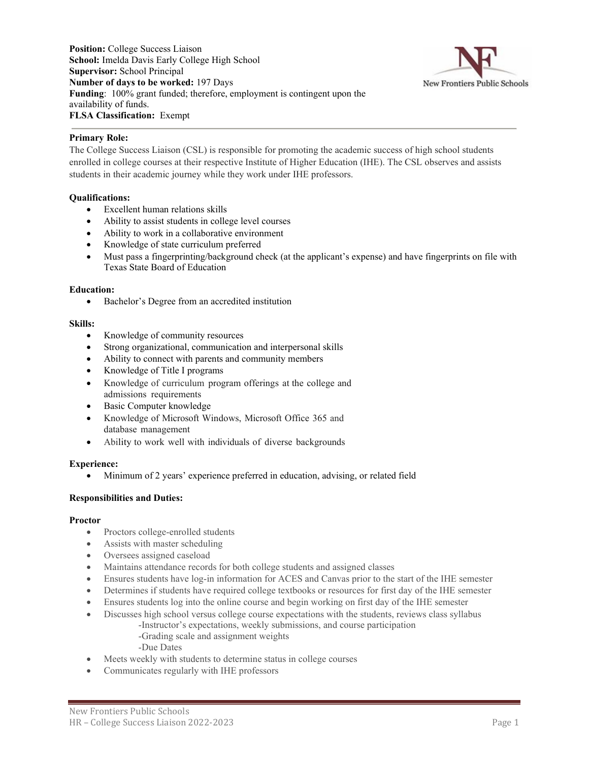**Position:** College Success Liaison
**School:** Imelda Davis Early College High School
**Supervisor:** School Principal
**Number of days to be worked:** 197 Days
**Funding**: 100% grant funded; therefore, employment is contingent upon the availability of funds.
**FLSA Classification:** Exempt

**Primary Role:**

The College Success Liaison (CSL) is responsible for promoting the academic success of high school students enrolled in college courses at their respective Institute of Higher Education (IHE). The CSL observes and assists students in their academic journey while they work under IHE professors.

**Qualifications:**

- Excellent human relations skills
- Ability to assist students in college level courses
- Ability to work in a collaborative environment
- Knowledge of state curriculum preferred
- Must pass a fingerprinting/background check (at the applicant's expense) and have fingerprints on file with Texas State Board of Education

**Education:**

- Bachelor's Degree from an accredited institution

**Skills:**

- Knowledge of community resources
- Strong organizational, communication and interpersonal skills
- Ability to connect with parents and community members
- Knowledge of Title I programs
- Knowledge of curriculum program offerings at the college and admissions requirements
- Basic Computer knowledge
- Knowledge of Microsoft Windows, Microsoft Office 365 and database management
- Ability to work well with individuals of diverse backgrounds

**Experience:**

- Minimum of 2 years' experience preferred in education, advising, or related field

**Responsibilities and Duties:**

**Proctor**

- Proctors college-enrolled students
- Assists with master scheduling
- Oversees assigned caseload
- Maintains attendance records for both college students and assigned classes
- Ensures students have log-in information for ACES and Canvas prior to the start of the IHE semester
- Determines if students have required college textbooks or resources for first day of the IHE semester
- Ensures students log into the online course and begin working on first day of the IHE semester
- Discusses high school versus college course expectations with the students, reviews class syllabus
  - -Instructor's expectations, weekly submissions, and course participation
  - -Grading scale and assignment weights
  - -Due Dates
- Meets weekly with students to determine status in college courses
- Communicates regularly with IHE professors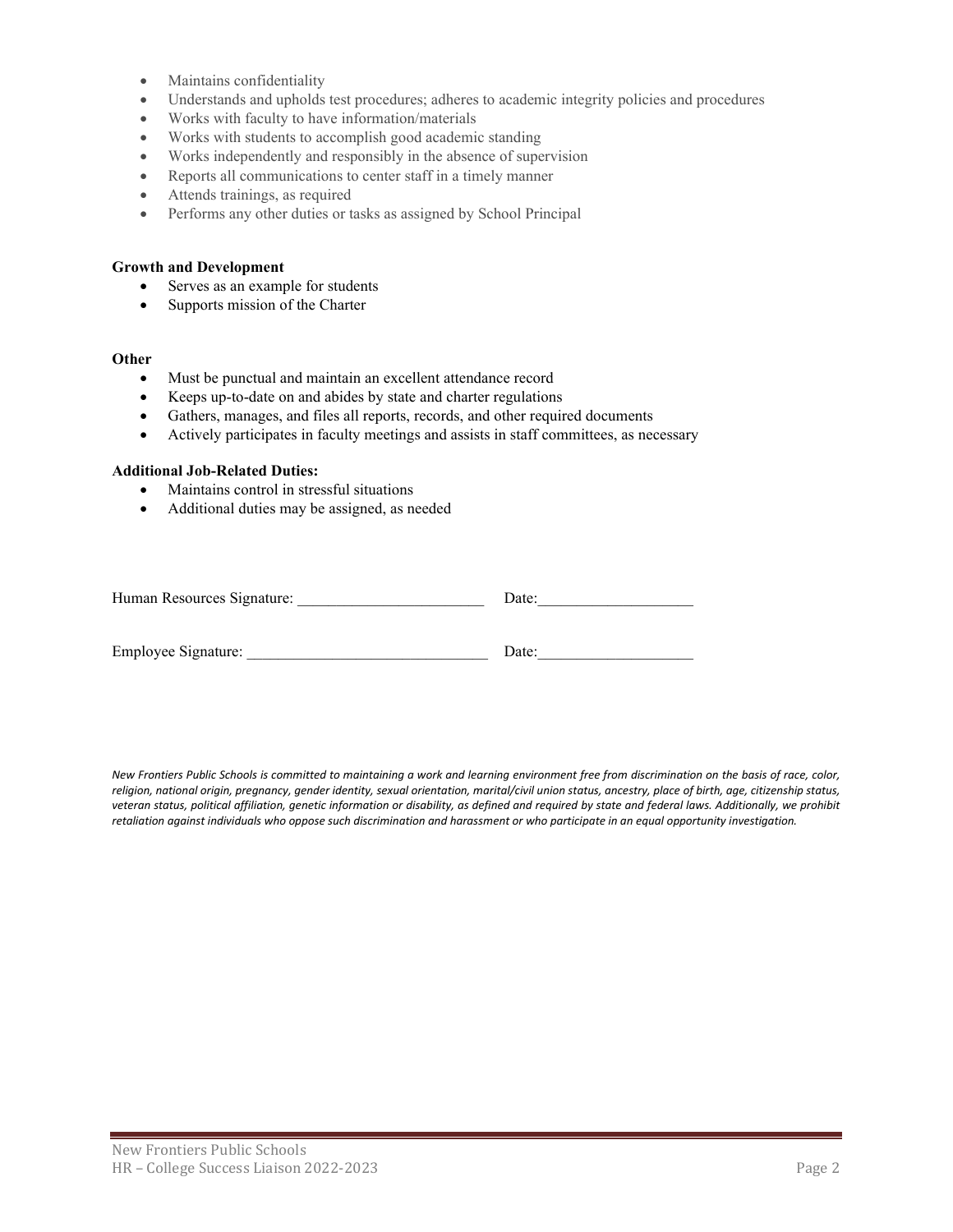- Maintains confidentiality
- Understands and upholds test procedures; adheres to academic integrity policies and procedures
- Works with faculty to have information/materials
- Works with students to accomplish good academic standing
- Works independently and responsibly in the absence of supervision
- Reports all communications to center staff in a timely manner
- Attends trainings, as required
- Performs any other duties or tasks as assigned by School Principal

**Growth and Development**

- Serves as an example for students
- Supports mission of the Charter

**Other**

- Must be punctual and maintain an excellent attendance record
- Keeps up-to-date on and abides by state and charter regulations
- Gathers, manages, and files all reports, records, and other required documents
- Actively participates in faculty meetings and assists in staff committees, as necessary

**Additional Job-Related Duties:**

- Maintains control in stressful situations
- Additional duties may be assigned, as needed

Human Resources Signature: ________________________ Date:____________________

Employee Signature: _______________________________ Date:____________________

*New Frontiers Public Schools is committed to maintaining a work and learning environment free from discrimination on the basis of race, color, religion, national origin, pregnancy, gender identity, sexual orientation, marital/civil union status, ancestry, place of birth, age, citizenship status, veteran status, political affiliation, genetic information or disability, as defined and required by state and federal laws. Additionally, we prohibit retaliation against individuals who oppose such discrimination and harassment or who participate in an equal opportunity investigation.*